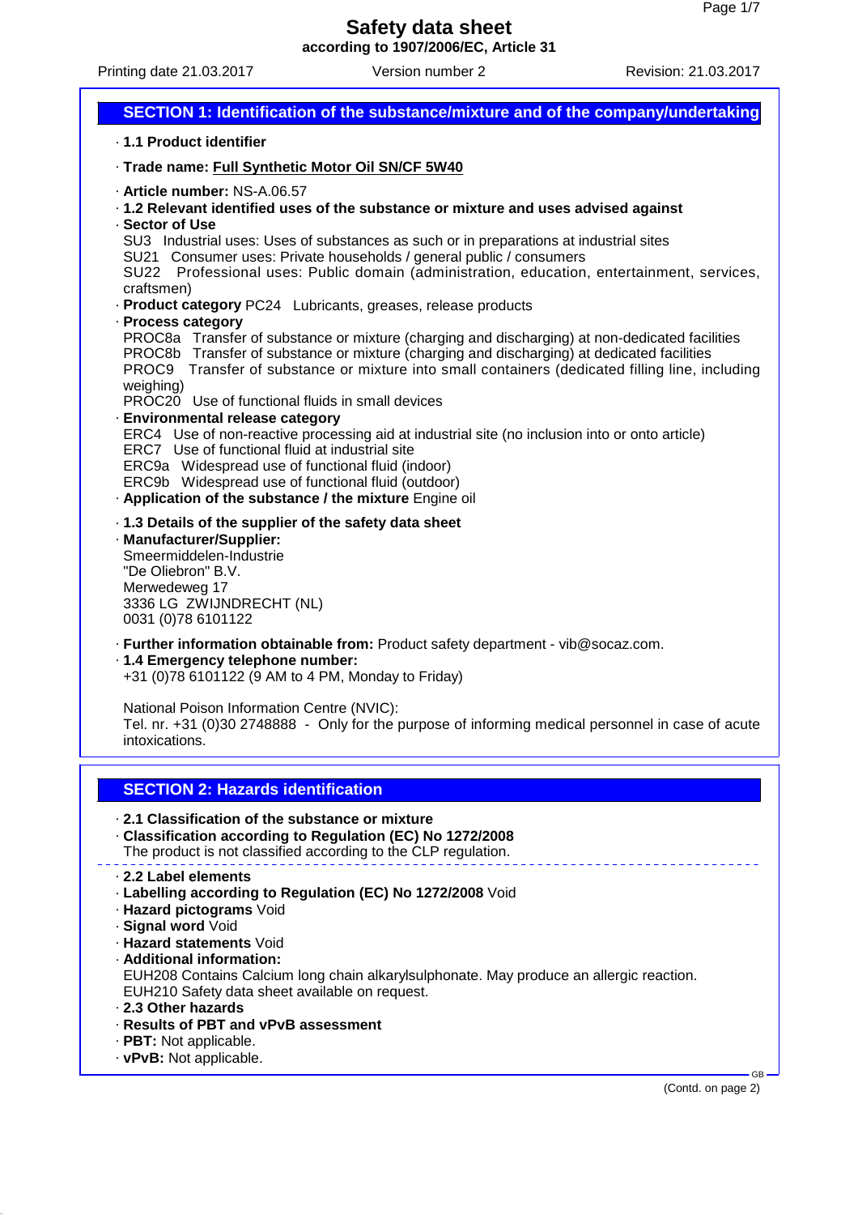# Safety data sheet

**according to 1907/2006/EC, Article 31**

Printing date 21.03.2017 | Version number 2 | Revision: 21.03.2017

## SECTION 1: Identification of the substance/mixture and of the company/undertaking

· **1.1 Product identifier**

· **Trade name: Full Synthetic Motor Oil SN/CF 5W40**

· **Article number:** NS-A.06.57

· **1.2 Relevant identified uses of the substance or mixture and uses advised against**

· **Sector of Use**

SU3 Industrial uses: Uses of substances as such or in preparations at industrial sites
SU21 Consumer uses: Private households / general public / consumers
SU22 Professional uses: Public domain (administration, education, entertainment, services, craftsmen)

· **Product category** PC24 Lubricants, greases, release products

· **Process category**

PROC8a Transfer of substance or mixture (charging and discharging) at non-dedicated facilities
PROC8b Transfer of substance or mixture (charging and discharging) at dedicated facilities
PROC9 Transfer of substance or mixture into small containers (dedicated filling line, including weighing)
PROC20 Use of functional fluids in small devices

· **Environmental release category**

ERC4 Use of non-reactive processing aid at industrial site (no inclusion into or onto article)
ERC7 Use of functional fluid at industrial site
ERC9a Widespread use of functional fluid (indoor)
ERC9b Widespread use of functional fluid (outdoor)

· **Application of the substance / the mixture** Engine oil

· **1.3 Details of the supplier of the safety data sheet**

· **Manufacturer/Supplier:**

Smeermiddelen-Industrie
"De Oliebron" B.V.
Merwedeweg 17
3336 LG ZWIJNDRECHT (NL)
0031 (0)78 6101122

· **Further information obtainable from:** Product safety department - vib@socaz.com.

· **1.4 Emergency telephone number:**

+31 (0)78 6101122 (9 AM to 4 PM, Monday to Friday)

National Poison Information Centre (NVIC):
Tel. nr. +31 (0)30 2748888 - Only for the purpose of informing medical personnel in case of acute intoxications.

## SECTION 2: Hazards identification

· **2.1 Classification of the substance or mixture**

· **Classification according to Regulation (EC) No 1272/2008**

The product is not classified according to the CLP regulation.

· **2.2 Label elements**

· **Labelling according to Regulation (EC) No 1272/2008** Void

· **Hazard pictograms** Void

· **Signal word** Void

· **Hazard statements** Void

· **Additional information:**

EUH208 Contains Calcium long chain alkarylsulphonate. May produce an allergic reaction.
EUH210 Safety data sheet available on request.

· **2.3 Other hazards**

· **Results of PBT and vPvB assessment**

· **PBT:** Not applicable.

· **vPvB:** Not applicable.

(Contd. on page 2)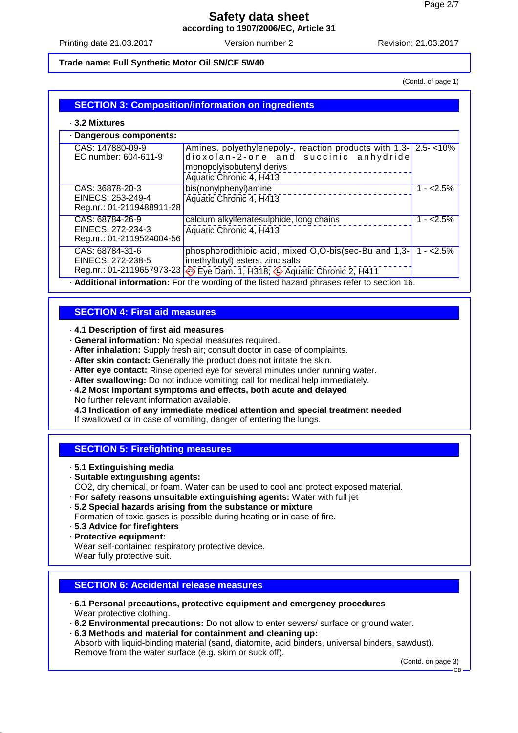Trade name: Full Synthetic Motor Oil SN/CF 5W40

(Contd. of page 1)

## SECTION 3: Composition/information on ingredients

· **3.2 Mixtures**

| · **Dangerous components:** | | |
|---|---|---|
| CAS: 147880-09-9<br>EC number: 604-611-9 | Amines, polyethylenepoly-, reaction products with 1,3-dioxolan-2-one and succinic anhydride monopolyisobutenyl derivs<br>Aquatic Chronic 4, H413 | 2.5- <10% |
| CAS: 36878-20-3<br>EINECS: 253-249-4<br>Reg.nr.: 01-2119488911-28 | bis(nonylphenyl)amine<br>Aquatic Chronic 4, H413 | 1 - <2.5% |
| CAS: 68784-26-9<br>EINECS: 272-234-3<br>Reg.nr.: 01-2119524004-56 | calcium alkylfenatesulphide, long chains<br>Aquatic Chronic 4, H413 | 1 - <2.5% |
| CAS: 68784-31-6<br>EINECS: 272-238-5<br>Reg.nr.: 01-2119657973-23 | phosphorodithioic acid, mixed O,O-bis(sec-Bu and 1,3-imethylbutyl) esters, zinc salts<br>Eye Dam. 1, H318; Aquatic Chronic 2, H411 | 1 - <2.5% |

· **Additional information:** For the wording of the listed hazard phrases refer to section 16.

## SECTION 4: First aid measures

· **4.1 Description of first aid measures**
· **General information:** No special measures required.
· **After inhalation:** Supply fresh air; consult doctor in case of complaints.
· **After skin contact:** Generally the product does not irritate the skin.
· **After eye contact:** Rinse opened eye for several minutes under running water.
· **After swallowing:** Do not induce vomiting; call for medical help immediately.
· **4.2 Most important symptoms and effects, both acute and delayed**
No further relevant information available.
· **4.3 Indication of any immediate medical attention and special treatment needed**
If swallowed or in case of vomiting, danger of entering the lungs.

## SECTION 5: Firefighting measures

· **5.1 Extinguishing media**
· **Suitable extinguishing agents:**
CO2, dry chemical, or foam. Water can be used to cool and protect exposed material.
· **For safety reasons unsuitable extinguishing agents:** Water with full jet
· **5.2 Special hazards arising from the substance or mixture**
Formation of toxic gases is possible during heating or in case of fire.
· **5.3 Advice for firefighters**
· **Protective equipment:**
Wear self-contained respiratory protective device.
Wear fully protective suit.

## SECTION 6: Accidental release measures

· **6.1 Personal precautions, protective equipment and emergency procedures**
Wear protective clothing.
· **6.2 Environmental precautions:** Do not allow to enter sewers/ surface or ground water.
· **6.3 Methods and material for containment and cleaning up:**
Absorb with liquid-binding material (sand, diatomite, acid binders, universal binders, sawdust).
Remove from the water surface (e.g. skim or suck off).

(Contd. on page 3)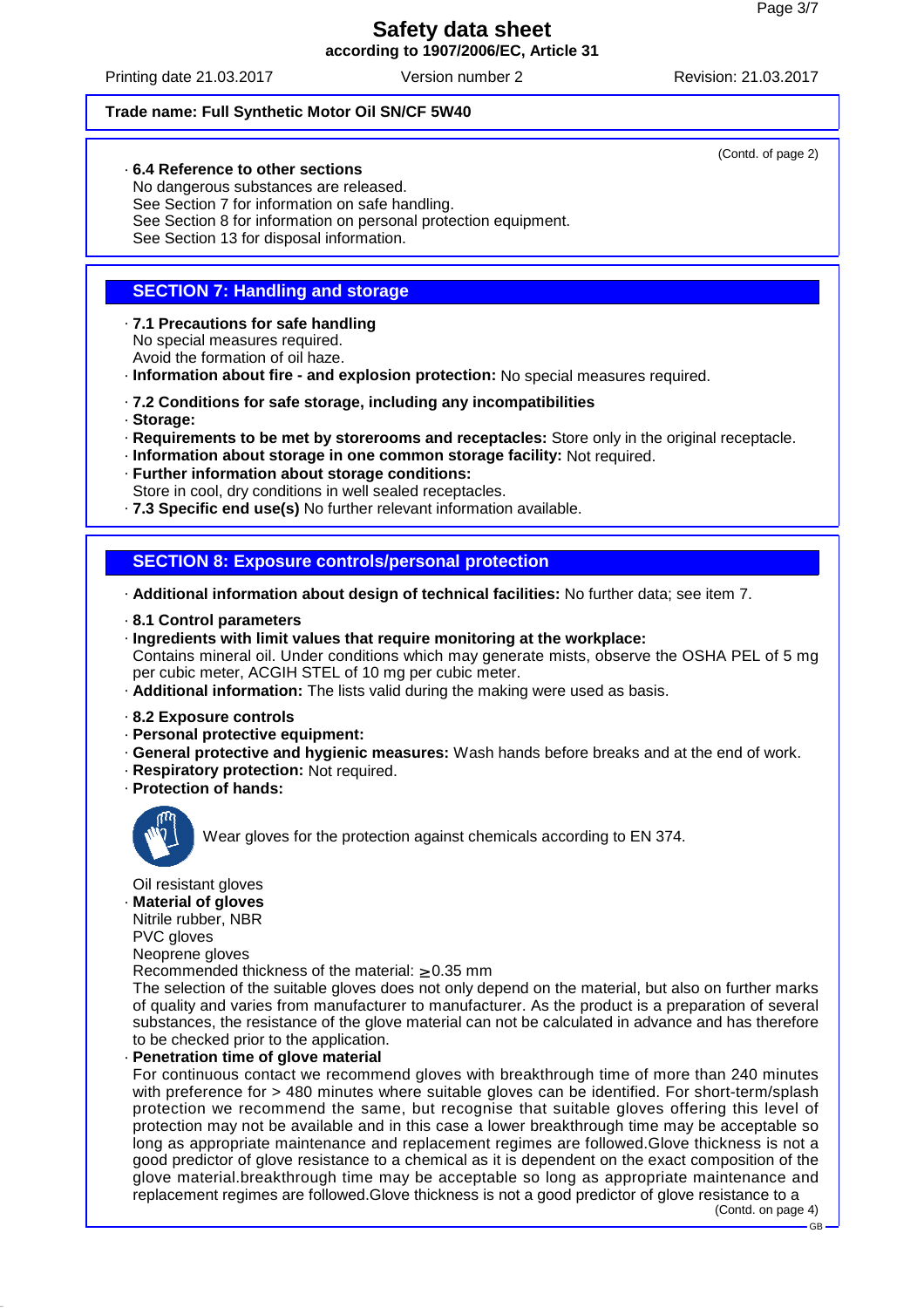Trade name: Full Synthetic Motor Oil SN/CF 5W40

(Contd. of page 2)

· **6.4 Reference to other sections**
No dangerous substances are released.
See Section 7 for information on safe handling.
See Section 8 for information on personal protection equipment.
See Section 13 for disposal information.

## SECTION 7: Handling and storage

· **7.1 Precautions for safe handling**
No special measures required.
Avoid the formation of oil haze.
· **Information about fire - and explosion protection:** No special measures required.

· **7.2 Conditions for safe storage, including any incompatibilities**
· **Storage:**
· **Requirements to be met by storerooms and receptacles:** Store only in the original receptacle.
· **Information about storage in one common storage facility:** Not required.
· **Further information about storage conditions:**
Store in cool, dry conditions in well sealed receptacles.
· **7.3 Specific end use(s)** No further relevant information available.

## SECTION 8: Exposure controls/personal protection

· **Additional information about design of technical facilities:** No further data; see item 7.

· **8.1 Control parameters**
· **Ingredients with limit values that require monitoring at the workplace:**
Contains mineral oil. Under conditions which may generate mists, observe the OSHA PEL of 5 mg per cubic meter, ACGIH STEL of 10 mg per cubic meter.
· **Additional information:** The lists valid during the making were used as basis.

· **8.2 Exposure controls**
· **Personal protective equipment:**
· **General protective and hygienic measures:** Wash hands before breaks and at the end of work.
· **Respiratory protection:** Not required.
· **Protection of hands:**

Wear gloves for the protection against chemicals according to EN 374.

Oil resistant gloves
· **Material of gloves**
Nitrile rubber, NBR
PVC gloves
Neoprene gloves
Recommended thickness of the material: $\geq$0.35 mm
The selection of the suitable gloves does not only depend on the material, but also on further marks of quality and varies from manufacturer to manufacturer. As the product is a preparation of several substances, the resistance of the glove material can not be calculated in advance and has therefore to be checked prior to the application.
· **Penetration time of glove material**
For continuous contact we recommend gloves with breakthrough time of more than 240 minutes with preference for > 480 minutes where suitable gloves can be identified. For short-term/splash protection we recommend the same, but recognise that suitable gloves offering this level of protection may not be available and in this case a lower breakthrough time may be acceptable so long as appropriate maintenance and replacement regimes are followed.Glove thickness is not a good predictor of glove resistance to a chemical as it is dependent on the exact composition of the glove material.breakthrough time may be acceptable so long as appropriate maintenance and replacement regimes are followed.Glove thickness is not a good predictor of glove resistance to a

(Contd. on page 4)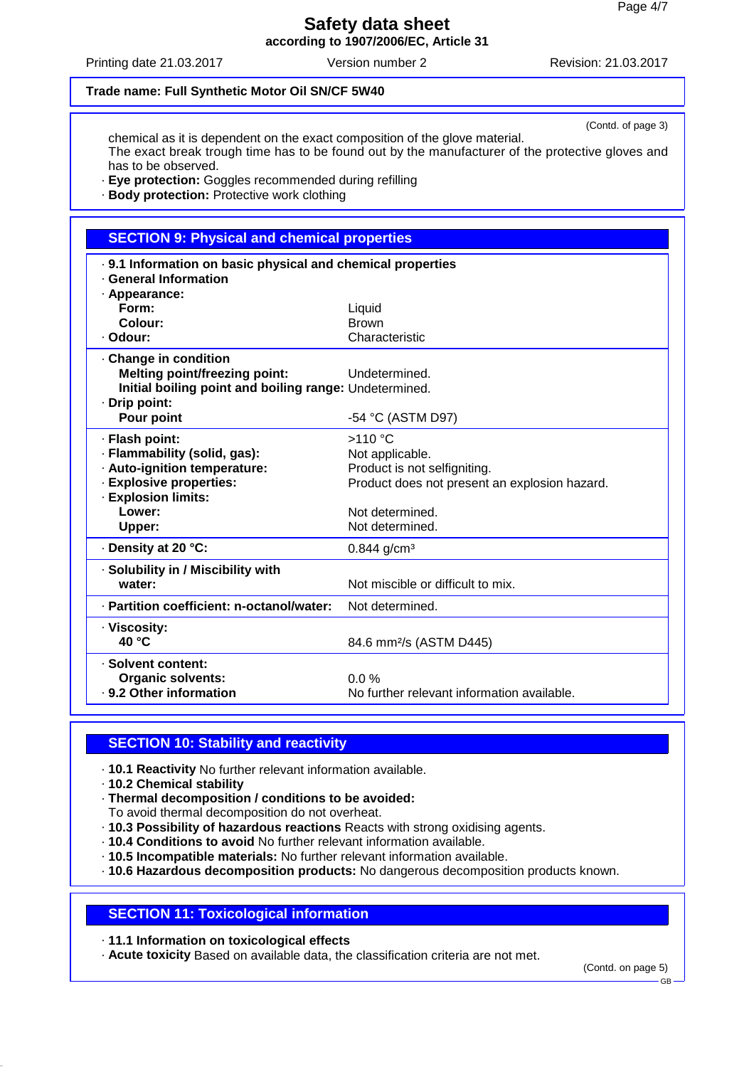Trade name: Full Synthetic Motor Oil SN/CF 5W40

(Contd. of page 3)

chemical as it is dependent on the exact composition of the glove material.
The exact break trough time has to be found out by the manufacturer of the protective gloves and has to be observed.

- **Eye protection:** Goggles recommended during refilling
- **Body protection:** Protective work clothing

## SECTION 9: Physical and chemical properties

- **9.1 Information on basic physical and chemical properties**
- **General Information**

| | |
|---|---|
| **Appearance:** | |
| **Form:** | Liquid |
| **Colour:** | Brown |
| **Odour:** | Characteristic |
| **Change in condition** | |
| **Melting point/freezing point:** | Undetermined. |
| **Initial boiling point and boiling range:** | Undetermined. |
| **Drip point:** | |
| **Pour point** | -54 °C (ASTM D97) |
| **Flash point:** | >110 °C |
| **Flammability (solid, gas):** | Not applicable. |
| **Auto-ignition temperature:** | Product is not selfigniting. |
| **Explosive properties:** | Product does not present an explosion hazard. |
| **Explosion limits:** | |
| **Lower:** | Not determined. |
| **Upper:** | Not determined. |
| **Density at 20 °C:** | 0.844 g/cm³ |
| **Solubility in / Miscibility with water:** | Not miscible or difficult to mix. |
| **Partition coefficient: n-octanol/water:** | Not determined. |
| **Viscosity:** | |
| **40 °C** | 84.6 mm²/s (ASTM D445) |
| **Solvent content:** | |
| **Organic solvents:** | 0.0 % |
| **9.2 Other information** | No further relevant information available. |

## SECTION 10: Stability and reactivity

- **10.1 Reactivity** No further relevant information available.
- **10.2 Chemical stability**
- **Thermal decomposition / conditions to be avoided:**
  To avoid thermal decomposition do not overheat.
- **10.3 Possibility of hazardous reactions** Reacts with strong oxidising agents.
- **10.4 Conditions to avoid** No further relevant information available.
- **10.5 Incompatible materials:** No further relevant information available.
- **10.6 Hazardous decomposition products:** No dangerous decomposition products known.

## SECTION 11: Toxicological information

- **11.1 Information on toxicological effects**
- **Acute toxicity** Based on available data, the classification criteria are not met.

(Contd. on page 5)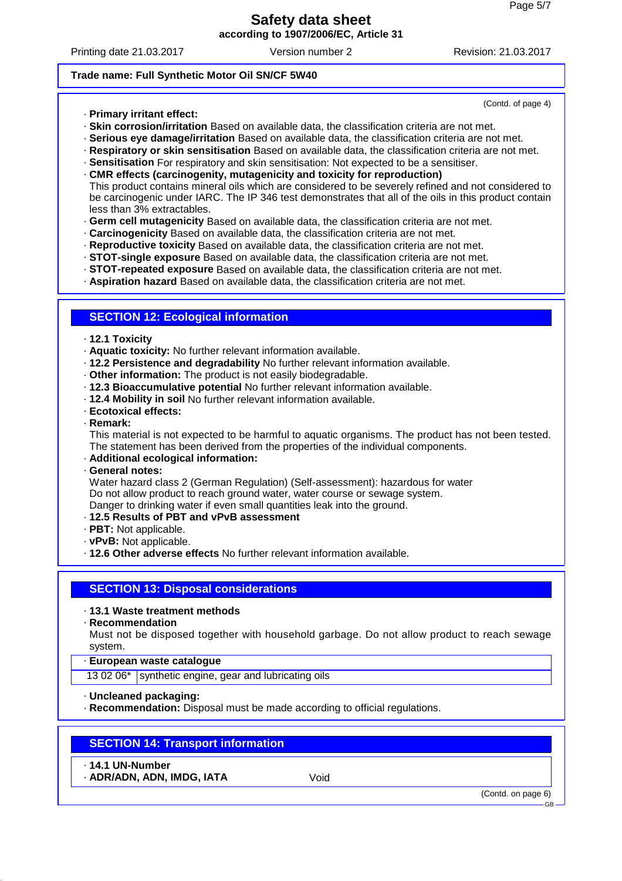(Contd. of page 4)

· **Primary irritant effect:**
· **Skin corrosion/irritation** Based on available data, the classification criteria are not met.
· **Serious eye damage/irritation** Based on available data, the classification criteria are not met.
· **Respiratory or skin sensitisation** Based on available data, the classification criteria are not met.
· **Sensitisation** For respiratory and skin sensitisation: Not expected to be a sensitiser.
· **CMR effects (carcinogenity, mutagenicity and toxicity for reproduction)**
This product contains mineral oils which are considered to be severely refined and not considered to be carcinogenic under IARC. The IP 346 test demonstrates that all of the oils in this product contain less than 3% extractables.
· **Germ cell mutagenicity** Based on available data, the classification criteria are not met.
· **Carcinogenicity** Based on available data, the classification criteria are not met.
· **Reproductive toxicity** Based on available data, the classification criteria are not met.
· **STOT-single exposure** Based on available data, the classification criteria are not met.
· **STOT-repeated exposure** Based on available data, the classification criteria are not met.
· **Aspiration hazard** Based on available data, the classification criteria are not met.

## SECTION 12: Ecological information

· **12.1 Toxicity**
· **Aquatic toxicity:** No further relevant information available.
· **12.2 Persistence and degradability** No further relevant information available.
· **Other information:** The product is not easily biodegradable.
· **12.3 Bioaccumulative potential** No further relevant information available.
· **12.4 Mobility in soil** No further relevant information available.
· **Ecotoxical effects:**
· **Remark:**
This material is not expected to be harmful to aquatic organisms. The product has not been tested. The statement has been derived from the properties of the individual components.
· **Additional ecological information:**
· **General notes:**
Water hazard class 2 (German Regulation) (Self-assessment): hazardous for water
Do not allow product to reach ground water, water course or sewage system.
Danger to drinking water if even small quantities leak into the ground.
· **12.5 Results of PBT and vPvB assessment**
· **PBT:** Not applicable.
· **vPvB:** Not applicable.
· **12.6 Other adverse effects** No further relevant information available.

## SECTION 13: Disposal considerations

· **13.1 Waste treatment methods**
· **Recommendation**
Must not be disposed together with household garbage. Do not allow product to reach sewage system.

| · **European waste catalogue** | |
|---|---|
| 13 02 06* | synthetic engine, gear and lubricating oils |

· **Uncleaned packaging:**
· **Recommendation:** Disposal must be made according to official regulations.

## SECTION 14: Transport information

| · **14.1 UN-Number** | |
|---|---|
| · **ADR/ADN, ADN, IMDG, IATA** | Void |

(Contd. on page 6)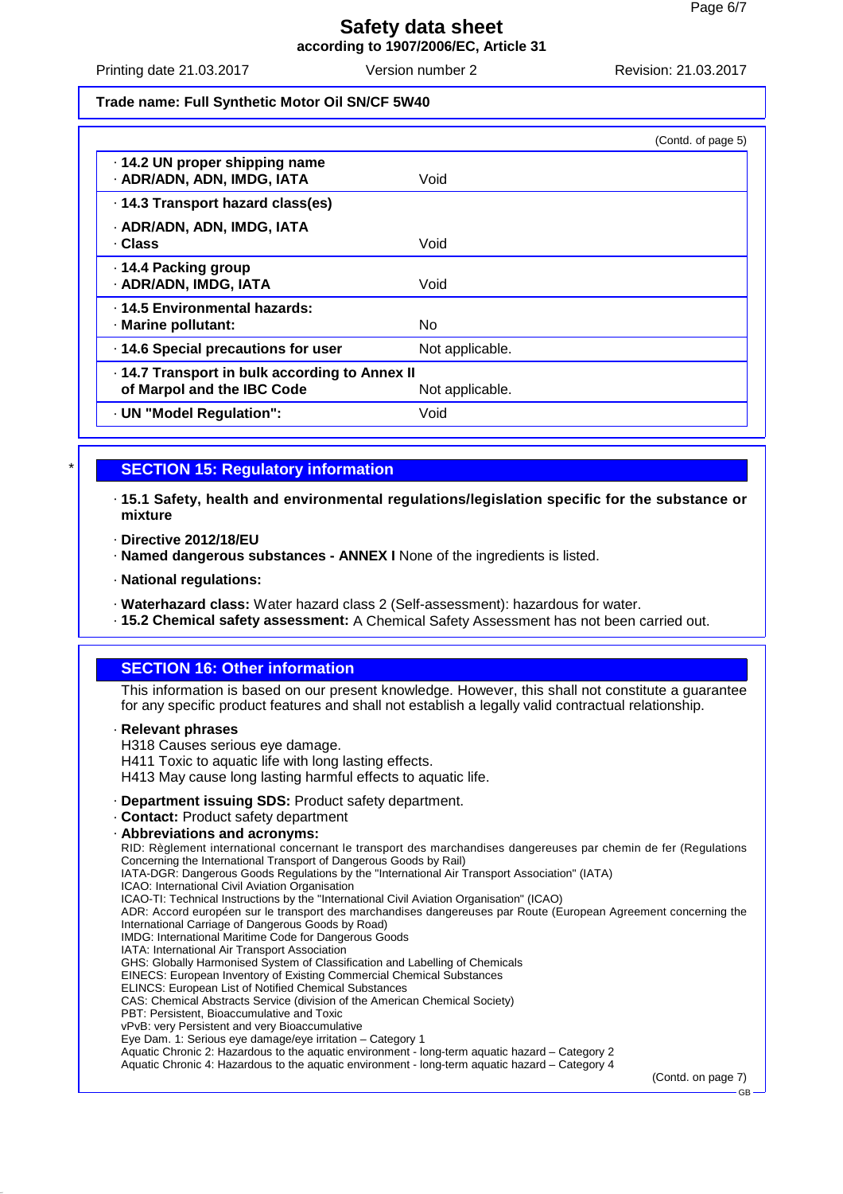Trade name: Full Synthetic Motor Oil SN/CF 5W40

(Contd. of page 5)

| | |
|---|---|
| · **14.2 UN proper shipping name**<br>· **ADR/ADN, ADN, IMDG, IATA** | Void |
| · **14.3 Transport hazard class(es)**<br>· **ADR/ADN, ADN, IMDG, IATA**<br>· **Class** | Void |
| · **14.4 Packing group**<br>· **ADR/ADN, IMDG, IATA** | Void |
| · **14.5 Environmental hazards:**<br>· **Marine pollutant:** | No |
| · **14.6 Special precautions for user** | Not applicable. |
| · **14.7 Transport in bulk according to Annex II of Marpol and the IBC Code** | Not applicable. |
| · **UN "Model Regulation":** | Void |

## SECTION 15: Regulatory information

· **15.1 Safety, health and environmental regulations/legislation specific for the substance or mixture**

· **Directive 2012/18/EU**
· **Named dangerous substances - ANNEX I** None of the ingredients is listed.

· **National regulations:**

· **Waterhazard class:** Water hazard class 2 (Self-assessment): hazardous for water.
· **15.2 Chemical safety assessment:** A Chemical Safety Assessment has not been carried out.

## SECTION 16: Other information

This information is based on our present knowledge. However, this shall not constitute a guarantee for any specific product features and shall not establish a legally valid contractual relationship.

· **Relevant phrases**
H318 Causes serious eye damage.
H411 Toxic to aquatic life with long lasting effects.
H413 May cause long lasting harmful effects to aquatic life.

· **Department issuing SDS:** Product safety department.
· **Contact:** Product safety department
· **Abbreviations and acronyms:**
RID: Règlement international concernant le transport des marchandises dangereuses par chemin de fer (Regulations Concerning the International Transport of Dangerous Goods by Rail)
IATA-DGR: Dangerous Goods Regulations by the "International Air Transport Association" (IATA)
ICAO: International Civil Aviation Organisation
ICAO-TI: Technical Instructions by the "International Civil Aviation Organisation" (ICAO)
ADR: Accord européen sur le transport des marchandises dangereuses par Route (European Agreement concerning the International Carriage of Dangerous Goods by Road)
IMDG: International Maritime Code for Dangerous Goods
IATA: International Air Transport Association
GHS: Globally Harmonised System of Classification and Labelling of Chemicals
EINECS: European Inventory of Existing Commercial Chemical Substances
ELINCS: European List of Notified Chemical Substances
CAS: Chemical Abstracts Service (division of the American Chemical Society)
PBT: Persistent, Bioaccumulative and Toxic
vPvB: very Persistent and very Bioaccumulative
Eye Dam. 1: Serious eye damage/eye irritation – Category 1
Aquatic Chronic 2: Hazardous to the aquatic environment - long-term aquatic hazard – Category 2
Aquatic Chronic 4: Hazardous to the aquatic environment - long-term aquatic hazard – Category 4

(Contd. on page 7)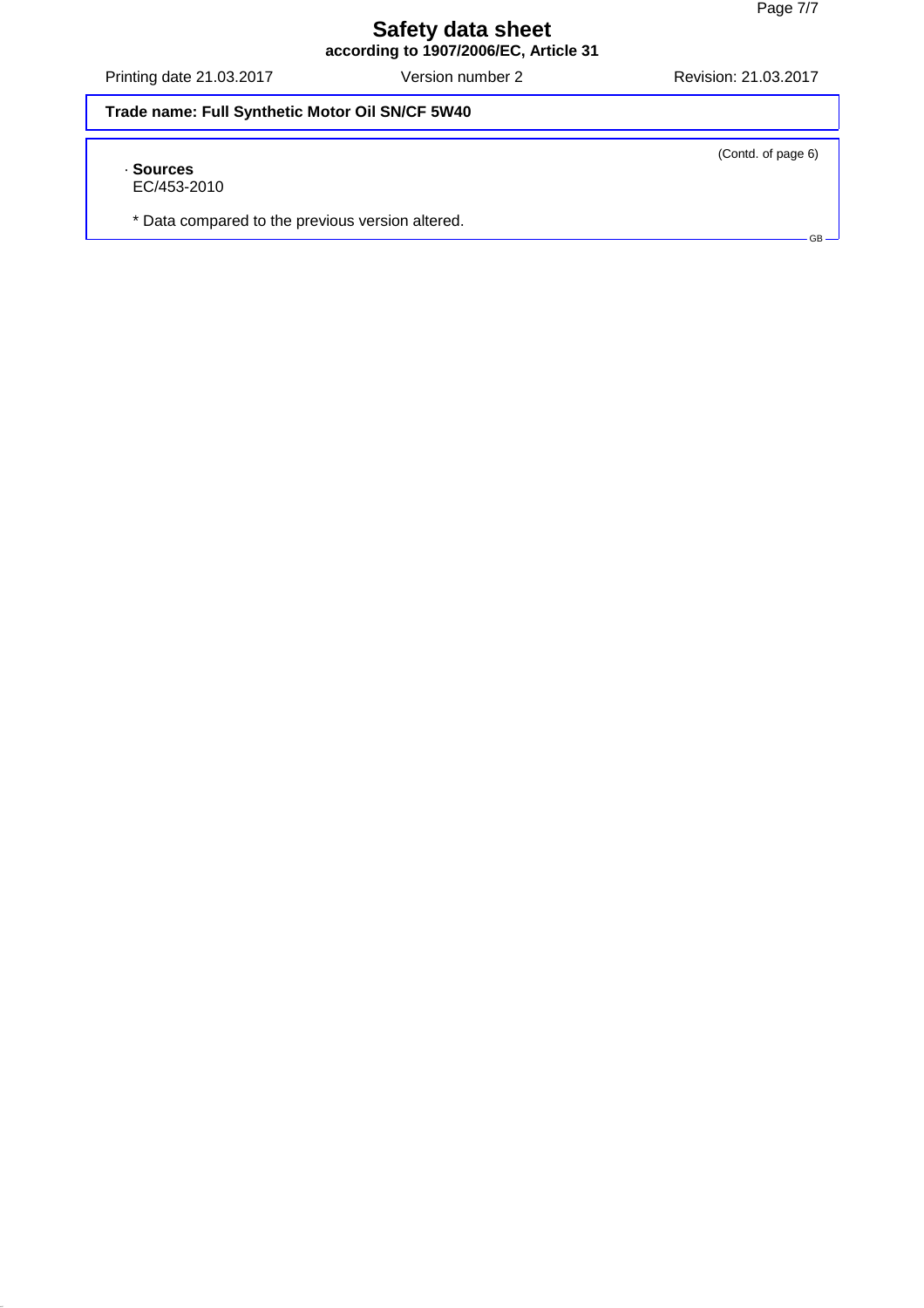(Contd. of page 6)

· **Sources**
EC/453-2010

* Data compared to the previous version altered.